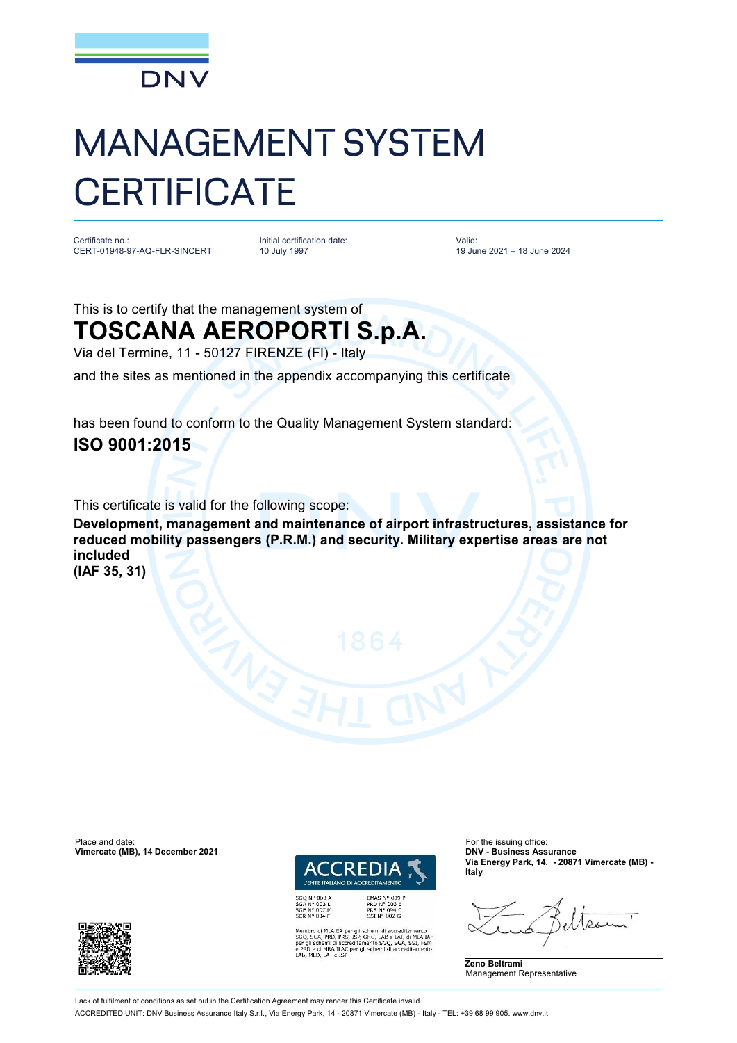DNV

# MANAGEMENT SYSTEM CERTIFICATE

Certificate no.:
CERT-01948-97-AQ-FLR-SINCERT

Initial certification date:
10 July 1997

Valid:
19 June 2021 – 18 June 2024

This is to certify that the management system of

## TOSCANA AEROPORTI S.p.A.

Via del Termine, 11 - 50127 FIRENZE (FI) - Italy

and the sites as mentioned in the appendix accompanying this certificate

has been found to conform to the Quality Management System standard:

**ISO 9001:2015**

This certificate is valid for the following scope:

**Development, management and maintenance of airport infrastructures, assistance for reduced mobility passengers (P.R.M.) and security. Military expertise areas are not included**
**(IAF 35, 31)**

Place and date:
**Vimercate (MB), 14 December 2021**

ACCREDIA
L'ENTE ITALIANO DI ACCREDITAMENTO

SGQ N° 003 A
SGA N° 003 D
SGE N° 007 M
SCR N° 004 F

EMAS N° 009 P
PRD N° 003 B
PRS N° 094 C
SSI N° 002 G

Membro di MLA EA per gli schemi di accreditamento SGQ, SGA, PRD, PRS, ISP, GHG, LAB e LAT, di MLA IAF per gli schemi di accreditamento SGQ, SGA, SSI, FSM e PRD e di MRA ILAC per gli schemi di accreditamento LAB, MED, LAT e ISP

For the issuing office:
**DNV - Business Assurance**
**Via Energy Park, 14, - 20871 Vimercate (MB) - Italy**

**Zeno Beltrami**
Management Representative

Lack of fulfilment of conditions as set out in the Certification Agreement may render this Certificate invalid.

ACCREDITED UNIT: DNV Business Assurance Italy S.r.l., Via Energy Park, 14 - 20871 Vimercate (MB) - Italy - TEL: +39 68 99 905. www.dnv.it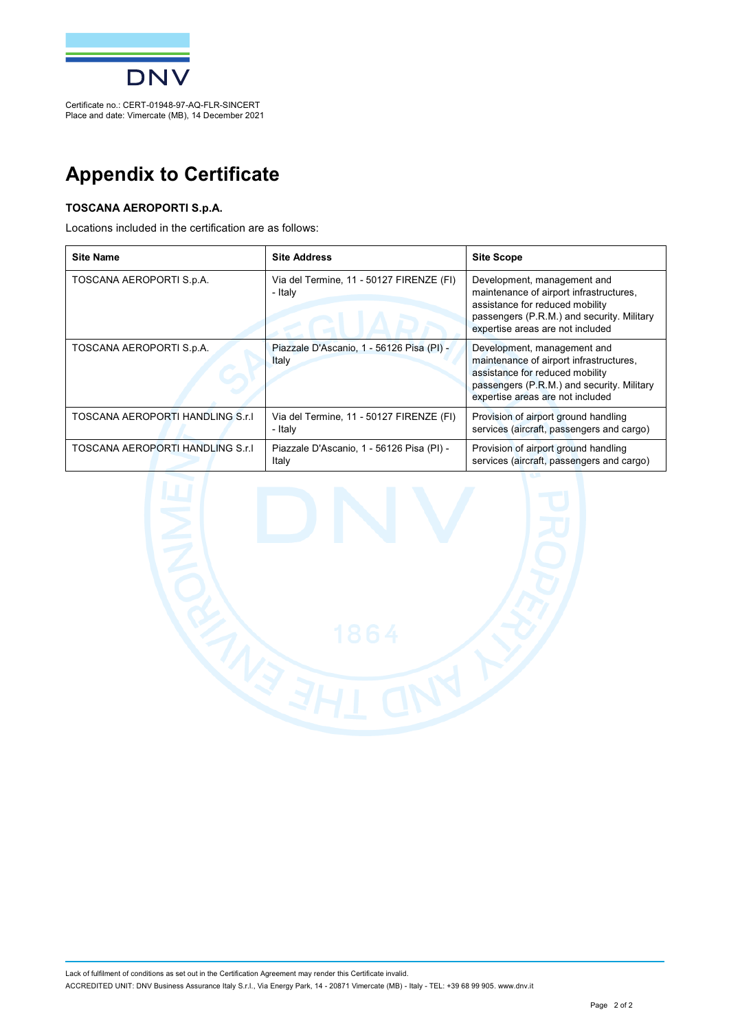Certificate no.: CERT-01948-97-AQ-FLR-SINCERT
Place and date: Vimercate (MB), 14 December 2021

# Appendix to Certificate

**TOSCANA AEROPORTI S.p.A.**

Locations included in the certification are as follows:

| Site Name | Site Address | Site Scope |
|---|---|---|
| TOSCANA AEROPORTI S.p.A. | Via del Termine, 11 - 50127 FIRENZE (FI) - Italy | Development, management and maintenance of airport infrastructures, assistance for reduced mobility passengers (P.R.M.) and security. Military expertise areas are not included |
| TOSCANA AEROPORTI S.p.A. | Piazzale D'Ascanio, 1 - 56126 Pisa (PI) - Italy | Development, management and maintenance of airport infrastructures, assistance for reduced mobility passengers (P.R.M.) and security. Military expertise areas are not included |
| TOSCANA AEROPORTI HANDLING S.r.l | Via del Termine, 11 - 50127 FIRENZE (FI) - Italy | Provision of airport ground handling services (aircraft, passengers and cargo) |
| TOSCANA AEROPORTI HANDLING S.r.l | Piazzale D'Ascanio, 1 - 56126 Pisa (PI) - Italy | Provision of airport ground handling services (aircraft, passengers and cargo) |

Lack of fulfilment of conditions as set out in the Certification Agreement may render this Certificate invalid.

ACCREDITED UNIT: DNV Business Assurance Italy S.r.l., Via Energy Park, 14 - 20871 Vimercate (MB) - Italy - TEL: +39 68 99 905. www.dnv.it